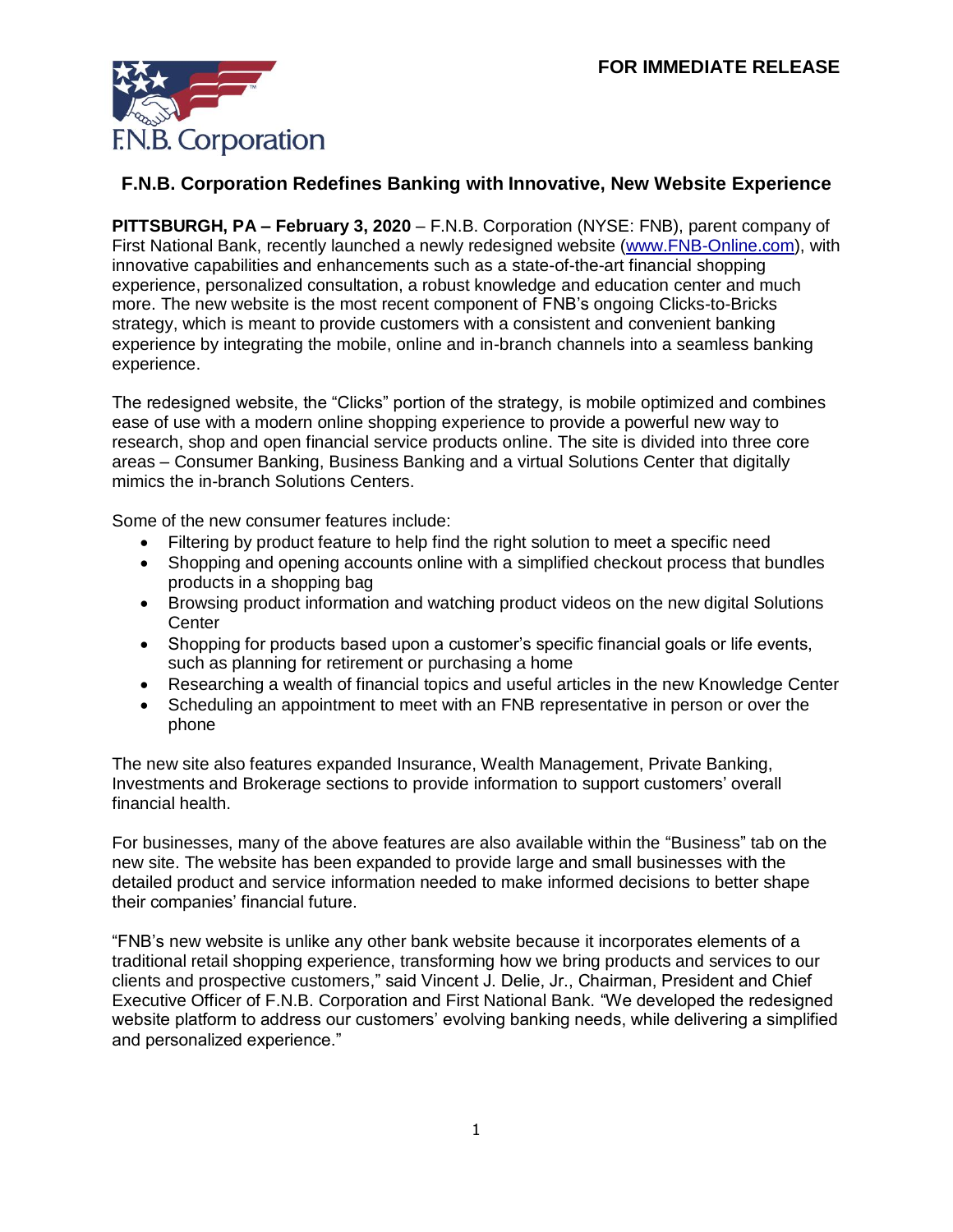F.N.B. Corporation

**FOR IMMEDIATE RELEASE**

## F.N.B. Corporation Redefines Banking with Innovative, New Website Experience

**PITTSBURGH, PA – February 3, 2020** – F.N.B. Corporation (NYSE: FNB), parent company of First National Bank, recently launched a newly redesigned website (www.FNB-Online.com), with innovative capabilities and enhancements such as a state-of-the-art financial shopping experience, personalized consultation, a robust knowledge and education center and much more. The new website is the most recent component of FNB's ongoing Clicks-to-Bricks strategy, which is meant to provide customers with a consistent and convenient banking experience by integrating the mobile, online and in-branch channels into a seamless banking experience.

The redesigned website, the "Clicks" portion of the strategy, is mobile optimized and combines ease of use with a modern online shopping experience to provide a powerful new way to research, shop and open financial service products online. The site is divided into three core areas – Consumer Banking, Business Banking and a virtual Solutions Center that digitally mimics the in-branch Solutions Centers.

Some of the new consumer features include:

- Filtering by product feature to help find the right solution to meet a specific need
- Shopping and opening accounts online with a simplified checkout process that bundles products in a shopping bag
- Browsing product information and watching product videos on the new digital Solutions Center
- Shopping for products based upon a customer's specific financial goals or life events, such as planning for retirement or purchasing a home
- Researching a wealth of financial topics and useful articles in the new Knowledge Center
- Scheduling an appointment to meet with an FNB representative in person or over the phone

The new site also features expanded Insurance, Wealth Management, Private Banking, Investments and Brokerage sections to provide information to support customers' overall financial health.

For businesses, many of the above features are also available within the "Business" tab on the new site. The website has been expanded to provide large and small businesses with the detailed product and service information needed to make informed decisions to better shape their companies' financial future.

"FNB's new website is unlike any other bank website because it incorporates elements of a traditional retail shopping experience, transforming how we bring products and services to our clients and prospective customers," said Vincent J. Delie, Jr., Chairman, President and Chief Executive Officer of F.N.B. Corporation and First National Bank. "We developed the redesigned website platform to address our customers' evolving banking needs, while delivering a simplified and personalized experience."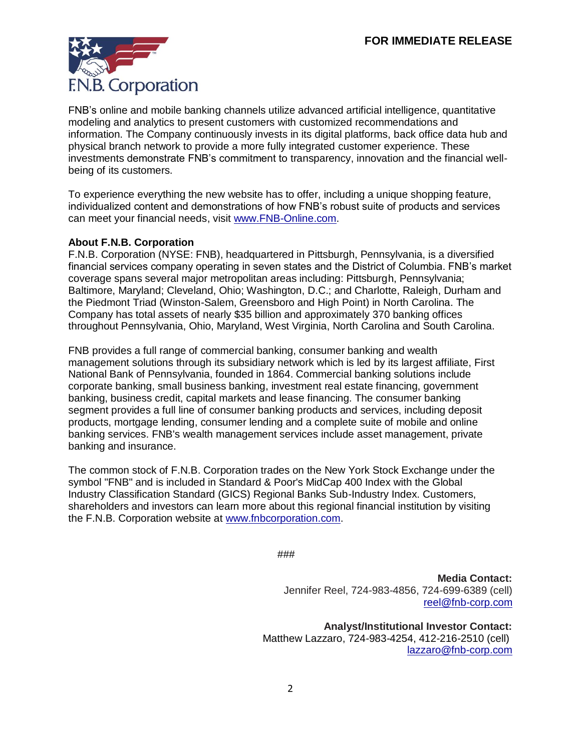**FOR IMMEDIATE RELEASE**

FNB's online and mobile banking channels utilize advanced artificial intelligence, quantitative modeling and analytics to present customers with customized recommendations and information. The Company continuously invests in its digital platforms, back office data hub and physical branch network to provide a more fully integrated customer experience. These investments demonstrate FNB's commitment to transparency, innovation and the financial well-being of its customers.

To experience everything the new website has to offer, including a unique shopping feature, individualized content and demonstrations of how FNB's robust suite of products and services can meet your financial needs, visit [www.FNB-Online.com](www.FNB-Online.com).

**About F.N.B. Corporation**
F.N.B. Corporation (NYSE: FNB), headquartered in Pittsburgh, Pennsylvania, is a diversified financial services company operating in seven states and the District of Columbia. FNB's market coverage spans several major metropolitan areas including: Pittsburgh, Pennsylvania; Baltimore, Maryland; Cleveland, Ohio; Washington, D.C.; and Charlotte, Raleigh, Durham and the Piedmont Triad (Winston-Salem, Greensboro and High Point) in North Carolina. The Company has total assets of nearly $35 billion and approximately 370 banking offices throughout Pennsylvania, Ohio, Maryland, West Virginia, North Carolina and South Carolina.

FNB provides a full range of commercial banking, consumer banking and wealth management solutions through its subsidiary network which is led by its largest affiliate, First National Bank of Pennsylvania, founded in 1864. Commercial banking solutions include corporate banking, small business banking, investment real estate financing, government banking, business credit, capital markets and lease financing. The consumer banking segment provides a full line of consumer banking products and services, including deposit products, mortgage lending, consumer lending and a complete suite of mobile and online banking services. FNB's wealth management services include asset management, private banking and insurance.

The common stock of F.N.B. Corporation trades on the New York Stock Exchange under the symbol "FNB" and is included in Standard & Poor's MidCap 400 Index with the Global Industry Classification Standard (GICS) Regional Banks Sub-Industry Index. Customers, shareholders and investors can learn more about this regional financial institution by visiting the F.N.B. Corporation website at [www.fnbcorporation.com](www.fnbcorporation.com).

###

**Media Contact:**
Jennifer Reel, 724-983-4856, 724-699-6389 (cell)
reel@fnb-corp.com

**Analyst/Institutional Investor Contact:**
Matthew Lazzaro, 724-983-4254, 412-216-2510 (cell)
lazzaro@fnb-corp.com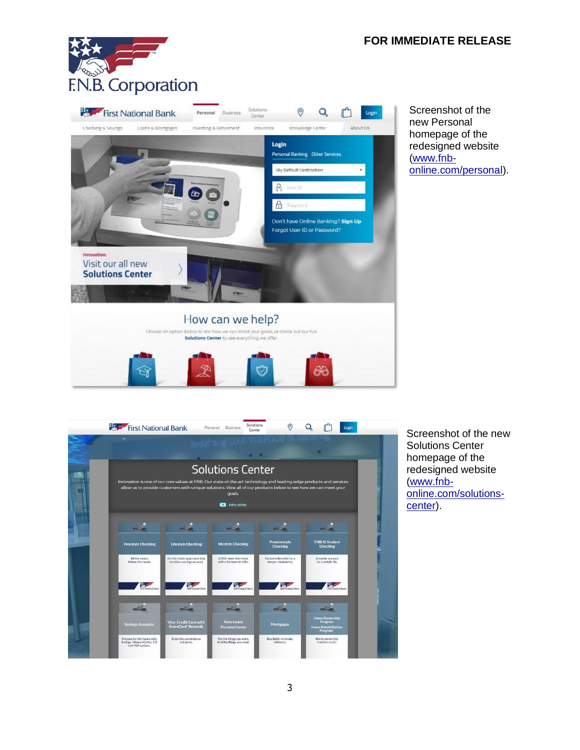FOR IMMEDIATE RELEASE

Screenshot of the new Personal homepage of the redesigned website ([www.fnb-online.com/personal](www.fnb-online.com/personal)).

Screenshot of the new Solutions Center homepage of the redesigned website ([www.fnb-online.com/solutions-center](www.fnb-online.com/solutions-center)).